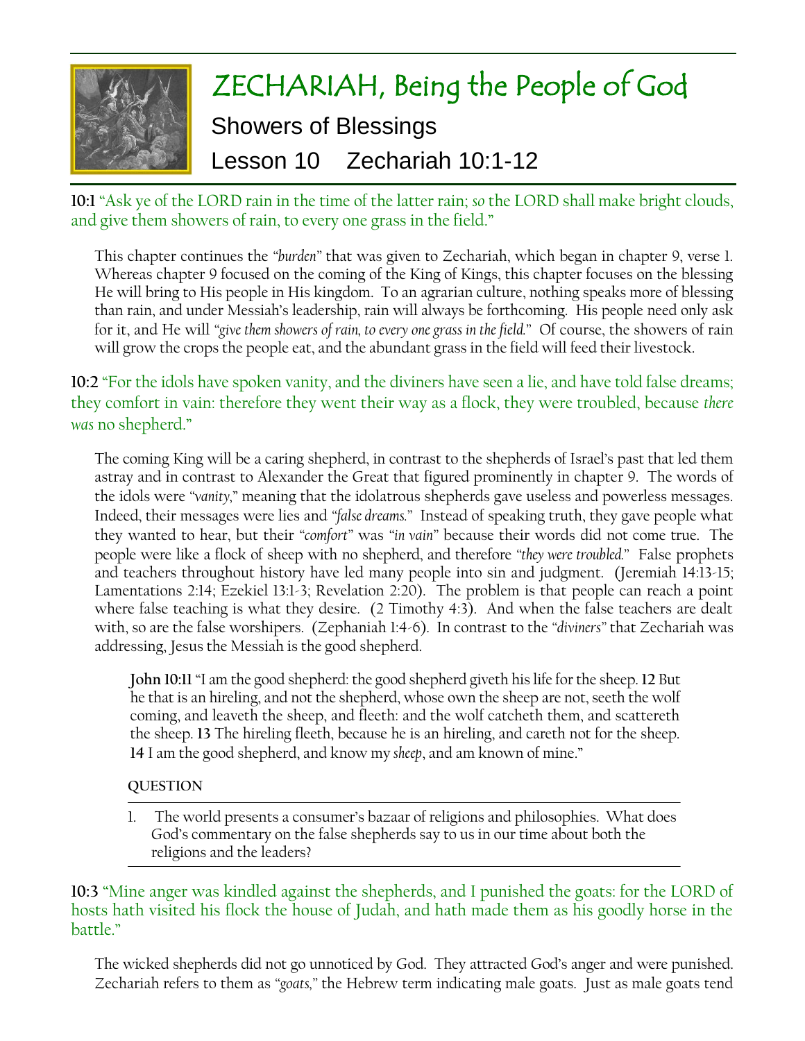# ZECHARIAH, Being the People of God

## Showers of Blessings

## Lesson 10 Zechariah 10:1-12

**10:1** "Ask ye of the LORD rain in the time of the latter rain; *so* the LORD shall make bright clouds, and give them showers of rain, to every one grass in the field."

This chapter continues the *"burden"* that was given to Zechariah, which began in chapter 9, verse 1. Whereas chapter 9 focused on the coming of the King of Kings, this chapter focuses on the blessing He will bring to His people in His kingdom. To an agrarian culture, nothing speaks more of blessing than rain, and under Messiah's leadership, rain will always be forthcoming. His people need only ask for it, and He will *"give them showers of rain, to every one grass in the field."* Of course, the showers of rain will grow the crops the people eat, and the abundant grass in the field will feed their livestock.

**10:2** "For the idols have spoken vanity, and the diviners have seen a lie, and have told false dreams; they comfort in vain: therefore they went their way as a flock, they were troubled, because *there was* no shepherd."

The coming King will be a caring shepherd, in contrast to the shepherds of Israel's past that led them astray and in contrast to Alexander the Great that figured prominently in chapter 9. The words of the idols were *"vanity,"* meaning that the idolatrous shepherds gave useless and powerless messages. Indeed, their messages were lies and *"false dreams."* Instead of speaking truth, they gave people what they wanted to hear, but their *"comfort"* was *"in vain"* because their words did not come true. The people were like a flock of sheep with no shepherd, and therefore *"they were troubled."* False prophets and teachers throughout history have led many people into sin and judgment. (Jeremiah 14:13-15; Lamentations 2:14; Ezekiel 13:1-3; Revelation 2:20). The problem is that people can reach a point where false teaching is what they desire. (2 Timothy 4:3). And when the false teachers are dealt with, so are the false worshipers. (Zephaniah 1:4-6). In contrast to the *"diviners"* that Zechariah was addressing, Jesus the Messiah is the good shepherd.

> **John 10:11** "I am the good shepherd: the good shepherd giveth his life for the sheep. **12** But he that is an hireling, and not the shepherd, whose own the sheep are not, seeth the wolf coming, and leaveth the sheep, and fleeth: and the wolf catcheth them, and scattereth the sheep. **13** The hireling fleeth, because he is an hireling, and careth not for the sheep. **14** I am the good shepherd, and know my *sheep*, and am known of mine."

**QUESTION**

1. The world presents a consumer's bazaar of religions and philosophies. What does God's commentary on the false shepherds say to us in our time about both the religions and the leaders?

**10:3** "Mine anger was kindled against the shepherds, and I punished the goats: for the LORD of hosts hath visited his flock the house of Judah, and hath made them as his goodly horse in the battle."

The wicked shepherds did not go unnoticed by God. They attracted God's anger and were punished. Zechariah refers to them as *"goats,"* the Hebrew term indicating male goats. Just as male goats tend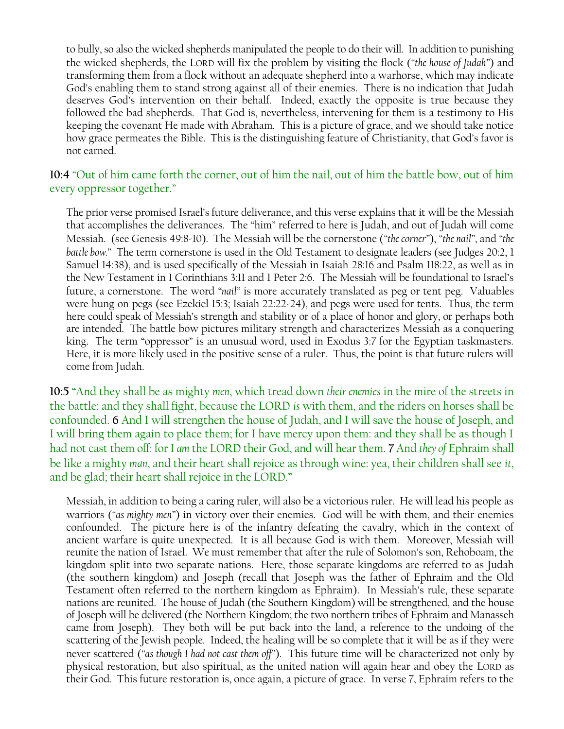to bully, so also the wicked shepherds manipulated the people to do their will. In addition to punishing the wicked shepherds, the LORD will fix the problem by visiting the flock (*"the house of Judah"*) and transforming them from a flock without an adequate shepherd into a warhorse, which may indicate God's enabling them to stand strong against all of their enemies. There is no indication that Judah deserves God's intervention on their behalf. Indeed, exactly the opposite is true because they followed the bad shepherds. That God is, nevertheless, intervening for them is a testimony to His keeping the covenant He made with Abraham. This is a picture of grace, and we should take notice how grace permeates the Bible. This is the distinguishing feature of Christianity, that God's favor is not earned.

**10:4** "Out of him came forth the corner, out of him the nail, out of him the battle bow, out of him every oppressor together."

The prior verse promised Israel's future deliverance, and this verse explains that it will be the Messiah that accomplishes the deliverances. The "him" referred to here is Judah, and out of Judah will come Messiah. (see Genesis 49:8-10). The Messiah will be the cornerstone (*"the corner"*), *"the nail"*, and *"the battle bow."* The term cornerstone is used in the Old Testament to designate leaders (see Judges 20:2, 1 Samuel 14:38), and is used specifically of the Messiah in Isaiah 28:16 and Psalm 118:22, as well as in the New Testament in 1 Corinthians 3:11 and 1 Peter 2:6. The Messiah will be foundational to Israel's future, a cornerstone. The word *"nail"* is more accurately translated as peg or tent peg. Valuables were hung on pegs (see Ezekiel 15:3; Isaiah 22:22-24), and pegs were used for tents. Thus, the term here could speak of Messiah's strength and stability or of a place of honor and glory, or perhaps both are intended. The battle bow pictures military strength and characterizes Messiah as a conquering king. The term "oppressor" is an unusual word, used in Exodus 3:7 for the Egyptian taskmasters. Here, it is more likely used in the positive sense of a ruler. Thus, the point is that future rulers will come from Judah.

**10:5** "And they shall be as mighty *men*, which tread down *their enemies* in the mire of the streets in the battle: and they shall fight, because the LORD *is* with them, and the riders on horses shall be confounded. **6** And I will strengthen the house of Judah, and I will save the house of Joseph, and I will bring them again to place them; for I have mercy upon them: and they shall be as though I had not cast them off: for I *am* the LORD their God, and will hear them. **7** And *they of* Ephraim shall be like a mighty *man*, and their heart shall rejoice as through wine: yea, their children shall see *it*, and be glad; their heart shall rejoice in the LORD."

Messiah, in addition to being a caring ruler, will also be a victorious ruler. He will lead his people as warriors (*"as mighty men"*) in victory over their enemies. God will be with them, and their enemies confounded. The picture here is of the infantry defeating the cavalry, which in the context of ancient warfare is quite unexpected. It is all because God is with them. Moreover, Messiah will reunite the nation of Israel. We must remember that after the rule of Solomon's son, Rehoboam, the kingdom split into two separate nations. Here, those separate kingdoms are referred to as Judah (the southern kingdom) and Joseph (recall that Joseph was the father of Ephraim and the Old Testament often referred to the northern kingdom as Ephraim). In Messiah's rule, these separate nations are reunited. The house of Judah (the Southern Kingdom) will be strengthened, and the house of Joseph will be delivered (the Northern Kingdom; the two northern tribes of Ephraim and Manasseh came from Joseph). They both will be put back into the land, a reference to the undoing of the scattering of the Jewish people. Indeed, the healing will be so complete that it will be as if they were never scattered (*"as though I had not cast them off"*). This future time will be characterized not only by physical restoration, but also spiritual, as the united nation will again hear and obey the LORD as their God. This future restoration is, once again, a picture of grace. In verse 7, Ephraim refers to the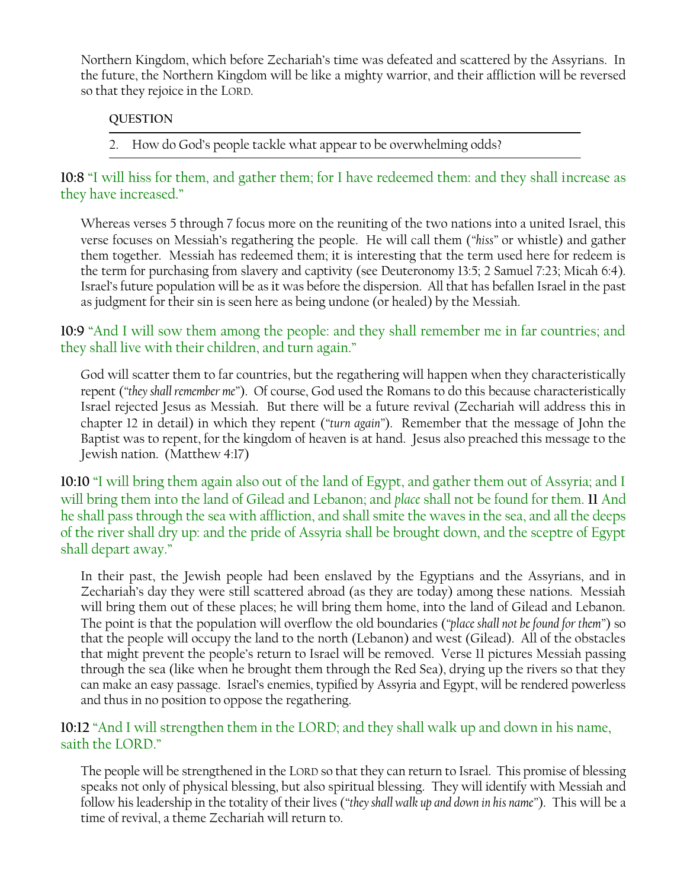Northern Kingdom, which before Zechariah's time was defeated and scattered by the Assyrians. In the future, the Northern Kingdom will be like a mighty warrior, and their affliction will be reversed so that they rejoice in the LORD.

**QUESTION**

2. How do God's people tackle what appear to be overwhelming odds?

**10:8** "I will hiss for them, and gather them; for I have redeemed them: and they shall increase as they have increased."

Whereas verses 5 through 7 focus more on the reuniting of the two nations into a united Israel, this verse focuses on Messiah's regathering the people. He will call them ("*hiss*" or whistle) and gather them together. Messiah has redeemed them; it is interesting that the term used here for redeem is the term for purchasing from slavery and captivity (see Deuteronomy 13:5; 2 Samuel 7:23; Micah 6:4). Israel's future population will be as it was before the dispersion. All that has befallen Israel in the past as judgment for their sin is seen here as being undone (or healed) by the Messiah.

**10:9** "And I will sow them among the people: and they shall remember me in far countries; and they shall live with their children, and turn again."

God will scatter them to far countries, but the regathering will happen when they characteristically repent ("*they shall remember me*"). Of course, God used the Romans to do this because characteristically Israel rejected Jesus as Messiah. But there will be a future revival (Zechariah will address this in chapter 12 in detail) in which they repent ("*turn again*"). Remember that the message of John the Baptist was to repent, for the kingdom of heaven is at hand. Jesus also preached this message to the Jewish nation. (Matthew 4:17)

**10:10** "I will bring them again also out of the land of Egypt, and gather them out of Assyria; and I will bring them into the land of Gilead and Lebanon; and *place* shall not be found for them. **11** And he shall pass through the sea with affliction, and shall smite the waves in the sea, and all the deeps of the river shall dry up: and the pride of Assyria shall be brought down, and the sceptre of Egypt shall depart away."

In their past, the Jewish people had been enslaved by the Egyptians and the Assyrians, and in Zechariah's day they were still scattered abroad (as they are today) among these nations. Messiah will bring them out of these places; he will bring them home, into the land of Gilead and Lebanon. The point is that the population will overflow the old boundaries ("*place shall not be found for them*") so that the people will occupy the land to the north (Lebanon) and west (Gilead). All of the obstacles that might prevent the people's return to Israel will be removed. Verse 11 pictures Messiah passing through the sea (like when he brought them through the Red Sea), drying up the rivers so that they can make an easy passage. Israel's enemies, typified by Assyria and Egypt, will be rendered powerless and thus in no position to oppose the regathering.

**10:12** "And I will strengthen them in the LORD; and they shall walk up and down in his name, saith the LORD."

The people will be strengthened in the LORD so that they can return to Israel. This promise of blessing speaks not only of physical blessing, but also spiritual blessing. They will identify with Messiah and follow his leadership in the totality of their lives ("*they shall walk up and down in his name*"). This will be a time of revival, a theme Zechariah will return to.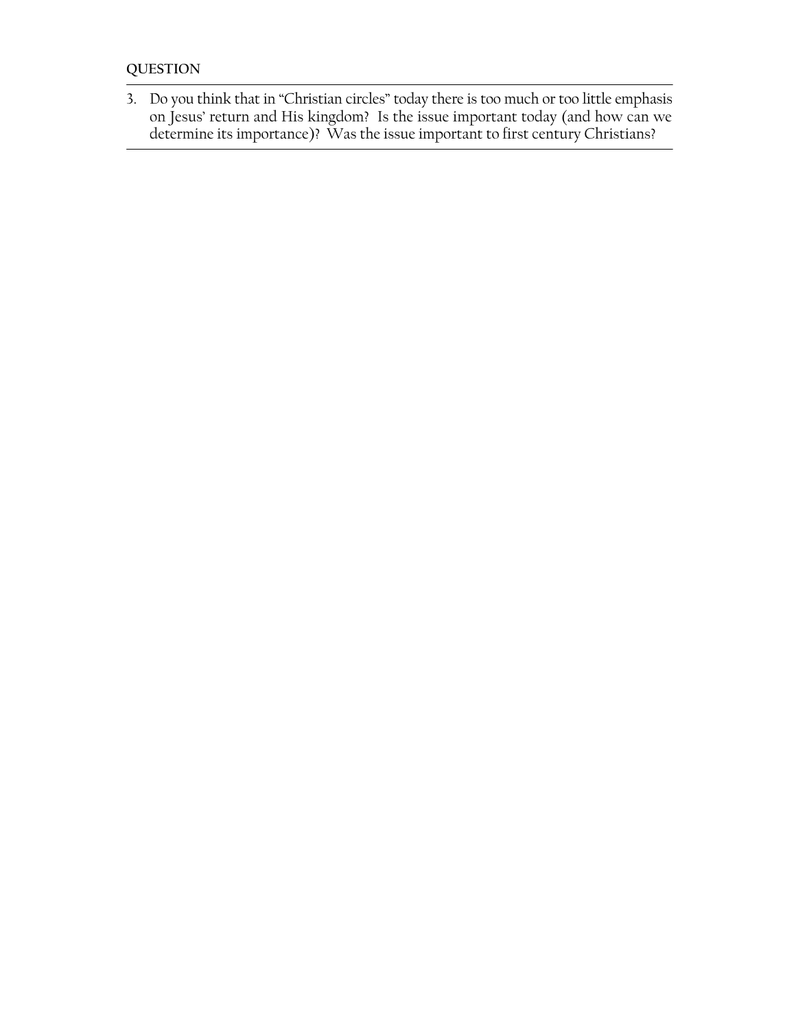**QUESTION**

3. Do you think that in "Christian circles" today there is too much or too little emphasis on Jesus' return and His kingdom? Is the issue important today (and how can we determine its importance)? Was the issue important to first century Christians?